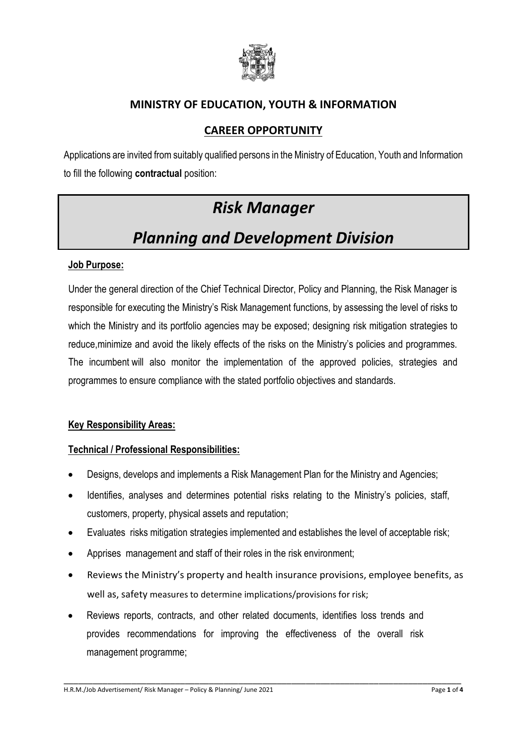## MINISTRY OF EDUCATION, YOUTH & INFORMATION

## CAREER OPPORTUNITY

Applications are invited from suitably qualified persons in the Ministry of Education, Youth and Information to fill the following **contractual** position:

# *Risk Manager*

# *Planning and Development Division*

### Job Purpose:

Under the general direction of the Chief Technical Director, Policy and Planning, the Risk Manager is responsible for executing the Ministry's Risk Management functions, by assessing the level of risks to which the Ministry and its portfolio agencies may be exposed; designing risk mitigation strategies to reduce,minimize and avoid the likely effects of the risks on the Ministry's policies and programmes. The incumbent will also monitor the implementation of the approved policies, strategies and programmes to ensure compliance with the stated portfolio objectives and standards.

### Key Responsibility Areas:

### Technical / Professional Responsibilities:

- Designs, develops and implements a Risk Management Plan for the Ministry and Agencies;
- Identifies, analyses and determines potential risks relating to the Ministry's policies, staff, customers, property, physical assets and reputation;
- Evaluates risks mitigation strategies implemented and establishes the level of acceptable risk;
- Apprises management and staff of their roles in the risk environment;
- Reviews the Ministry's property and health insurance provisions, employee benefits, as well as, safety measures to determine implications/provisions for risk;
- Reviews reports, contracts, and other related documents, identifies loss trends and provides recommendations for improving the effectiveness of the overall risk management programme;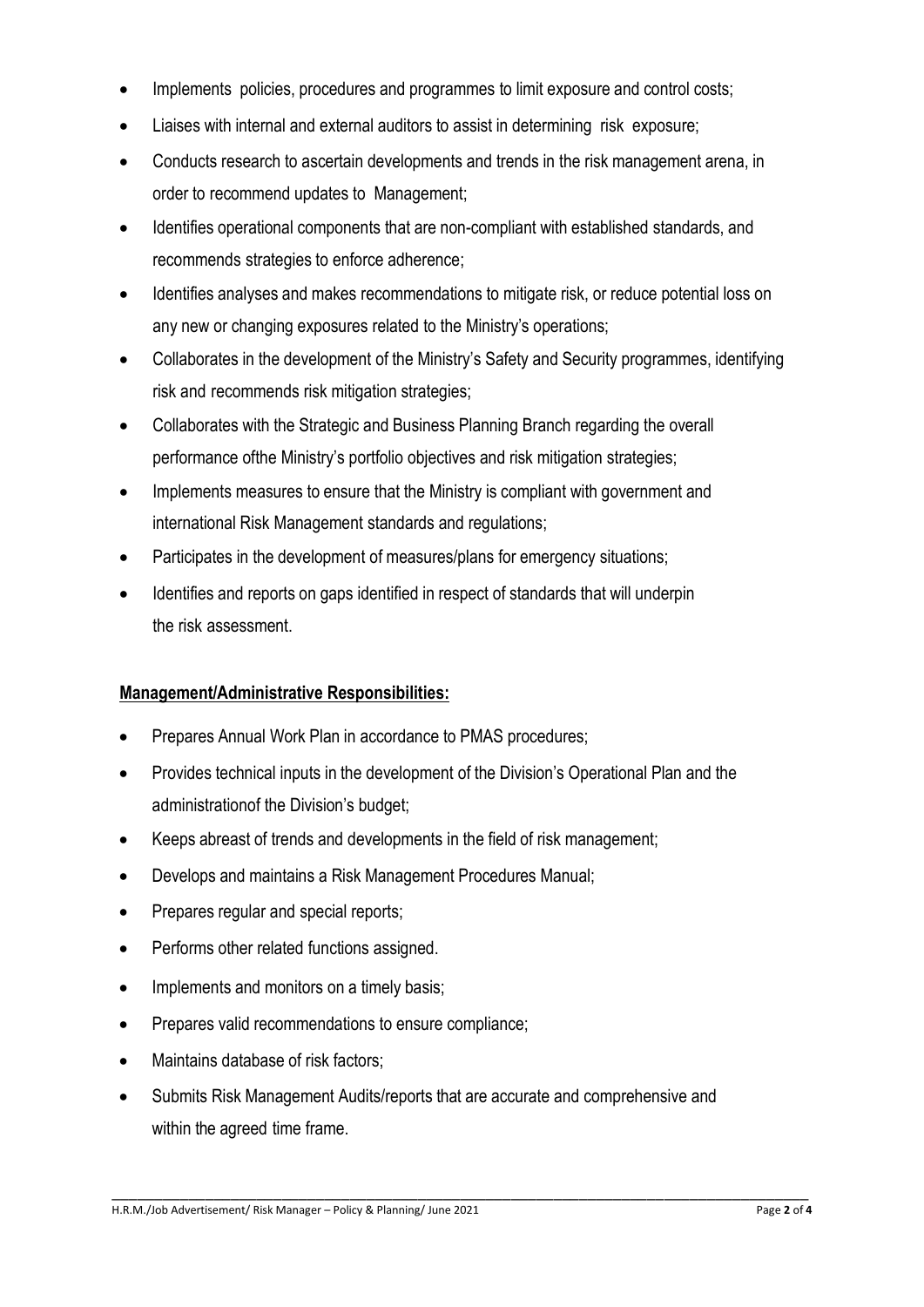- Implements policies, procedures and programmes to limit exposure and control costs;
- Liaises with internal and external auditors to assist in determining risk exposure;
- Conducts research to ascertain developments and trends in the risk management arena, in order to recommend updates to Management;
- Identifies operational components that are non-compliant with established standards, and recommends strategies to enforce adherence;
- Identifies analyses and makes recommendations to mitigate risk, or reduce potential loss on any new or changing exposures related to the Ministry's operations;
- Collaborates in the development of the Ministry's Safety and Security programmes, identifying risk and recommends risk mitigation strategies;
- Collaborates with the Strategic and Business Planning Branch regarding the overall performance ofthe Ministry's portfolio objectives and risk mitigation strategies;
- Implements measures to ensure that the Ministry is compliant with government and international Risk Management standards and regulations;
- Participates in the development of measures/plans for emergency situations;
- Identifies and reports on gaps identified in respect of standards that will underpin the risk assessment.

**Management/Administrative Responsibilities:**

- Prepares Annual Work Plan in accordance to PMAS procedures;
- Provides technical inputs in the development of the Division's Operational Plan and the administrationof the Division's budget;
- Keeps abreast of trends and developments in the field of risk management;
- Develops and maintains a Risk Management Procedures Manual;
- Prepares regular and special reports;
- Performs other related functions assigned.
- Implements and monitors on a timely basis;
- Prepares valid recommendations to ensure compliance;
- Maintains database of risk factors;
- Submits Risk Management Audits/reports that are accurate and comprehensive and within the agreed time frame.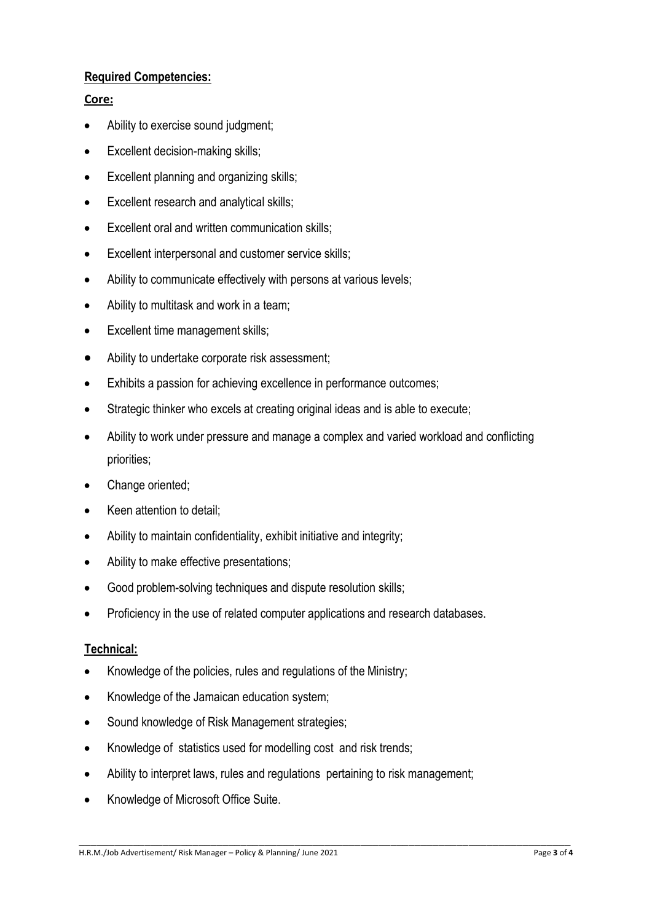**Required Competencies:**

**Core:**

- Ability to exercise sound judgment;
- Excellent decision-making skills;
- Excellent planning and organizing skills;
- Excellent research and analytical skills;
- Excellent oral and written communication skills;
- Excellent interpersonal and customer service skills;
- Ability to communicate effectively with persons at various levels;
- Ability to multitask and work in a team;
- Excellent time management skills;
- Ability to undertake corporate risk assessment;
- Exhibits a passion for achieving excellence in performance outcomes;
- Strategic thinker who excels at creating original ideas and is able to execute;
- Ability to work under pressure and manage a complex and varied workload and conflicting priorities;
- Change oriented;
- Keen attention to detail;
- Ability to maintain confidentiality, exhibit initiative and integrity;
- Ability to make effective presentations;
- Good problem-solving techniques and dispute resolution skills;
- Proficiency in the use of related computer applications and research databases.

**Technical:**

- Knowledge of the policies, rules and regulations of the Ministry;
- Knowledge of the Jamaican education system;
- Sound knowledge of Risk Management strategies;
- Knowledge of statistics used for modelling cost and risk trends;
- Ability to interpret laws, rules and regulations pertaining to risk management;
- Knowledge of Microsoft Office Suite.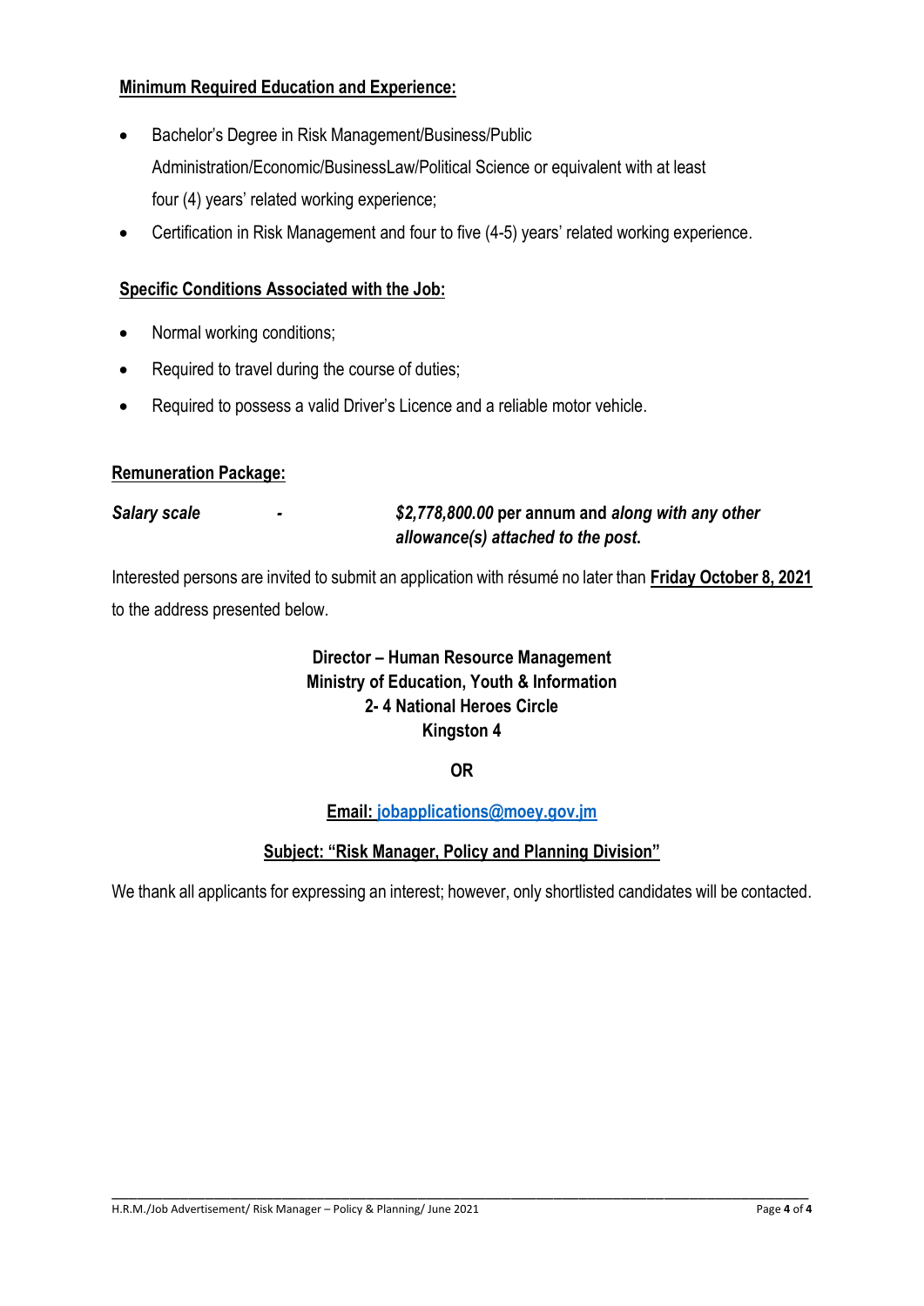**Minimum Required Education and Experience:**

- Bachelor's Degree in Risk Management/Business/Public Administration/Economic/BusinessLaw/Political Science or equivalent with at least four (4) years' related working experience;
- Certification in Risk Management and four to five (4-5) years' related working experience.

**Specific Conditions Associated with the Job:**

- Normal working conditions;
- Required to travel during the course of duties;
- Required to possess a valid Driver's Licence and a reliable motor vehicle.

**Remuneration Package:**

***Salary scale*** - ***$2,778,800.00*** **per annum and *along with any other allowance(s) attached to the post.***

Interested persons are invited to submit an application with résumé no later than **Friday October 8, 2021** to the address presented below.

**Director – Human Resource Management**
**Ministry of Education, Youth & Information**
**2- 4 National Heroes Circle**
**Kingston 4**

**OR**

**Email: jobapplications@moey.gov.jm**

**Subject: "Risk Manager, Policy and Planning Division"**

We thank all applicants for expressing an interest; however, only shortlisted candidates will be contacted.